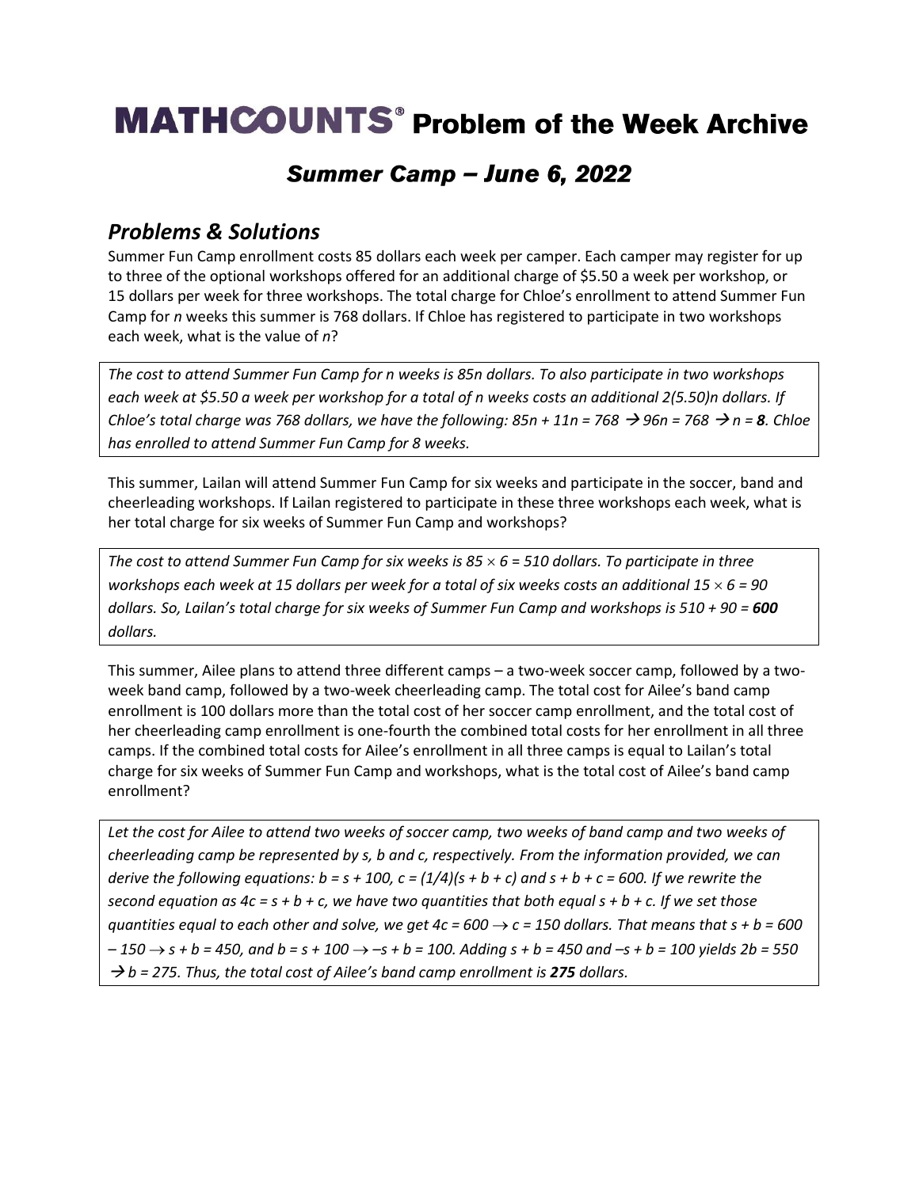# MATHCOUNTS® Problem of the Week Archive

## *Summer Camp – June 6, 2022*

### *Problems & Solutions*

Summer Fun Camp enrollment costs 85 dollars each week per camper. Each camper may register for up to three of the optional workshops offered for an additional charge of \$5.50 a week per workshop, or 15 dollars per week for three workshops. The total charge for Chloe's enrollment to attend Summer Fun Camp for $n$ weeks this summer is 768 dollars. If Chloe has registered to participate in two workshops each week, what is the value of $n$?

*The cost to attend Summer Fun Camp for n weeks is $85n$ dollars. To also participate in two workshops each week at \$5.50 a week per workshop for a total of n weeks costs an additional $2(5.50)n$ dollars. If Chloe's total charge was 768 dollars, we have the following: $85n + 11n = 768 \rightarrow 96n = 768 \rightarrow n = \mathbf{8}$. Chloe has enrolled to attend Summer Fun Camp for 8 weeks.*

This summer, Lailan will attend Summer Fun Camp for six weeks and participate in the soccer, band and cheerleading workshops. If Lailan registered to participate in these three workshops each week, what is her total charge for six weeks of Summer Fun Camp and workshops?

*The cost to attend Summer Fun Camp for six weeks is $85 \times 6 = 510$ dollars. To participate in three workshops each week at 15 dollars per week for a total of six weeks costs an additional $15 \times 6 = 90$ dollars. So, Lailan's total charge for six weeks of Summer Fun Camp and workshops is $510 + 90 = \mathbf{600}$ dollars.*

This summer, Ailee plans to attend three different camps – a two-week soccer camp, followed by a two-week band camp, followed by a two-week cheerleading camp. The total cost for Ailee's band camp enrollment is 100 dollars more than the total cost of her soccer camp enrollment, and the total cost of her cheerleading camp enrollment is one-fourth the combined total costs for her enrollment in all three camps. If the combined total costs for Ailee's enrollment in all three camps is equal to Lailan's total charge for six weeks of Summer Fun Camp and workshops, what is the total cost of Ailee's band camp enrollment?

*Let the cost for Ailee to attend two weeks of soccer camp, two weeks of band camp and two weeks of cheerleading camp be represented by s, b and c, respectively. From the information provided, we can derive the following equations: $b = s + 100$, $c = (1/4)(s + b + c)$ and $s + b + c = 600$. If we rewrite the second equation as $4c = s + b + c$, we have two quantities that both equal $s + b + c$. If we set those quantities equal to each other and solve, we get $4c = 600 \rightarrow c = 150$ dollars. That means that $s + b = 600 - 150 \rightarrow s + b = 450$, and $b = s + 100 \rightarrow -s + b = 100$. Adding $s + b = 450$ and $-s + b = 100$ yields $2b = 550 \rightarrow b = 275$. Thus, the total cost of Ailee's band camp enrollment is **275** dollars.*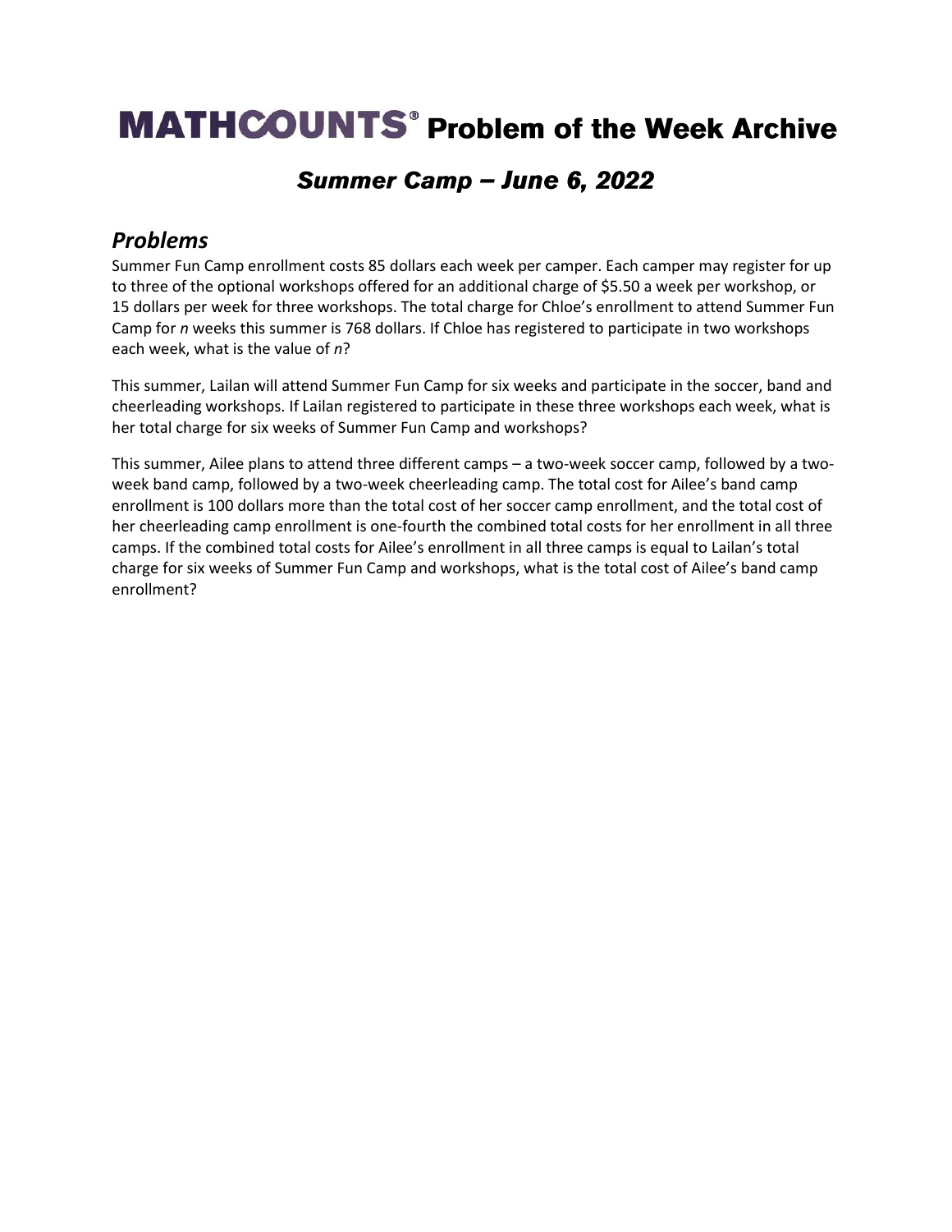# MATHCOUNTS® Problem of the Week Archive

## *Summer Camp – June 6, 2022*

## *Problems*

Summer Fun Camp enrollment costs 85 dollars each week per camper. Each camper may register for up to three of the optional workshops offered for an additional charge of $5.50 a week per workshop, or 15 dollars per week for three workshops. The total charge for Chloe's enrollment to attend Summer Fun Camp for $n$ weeks this summer is 768 dollars. If Chloe has registered to participate in two workshops each week, what is the value of $n$?

This summer, Lailan will attend Summer Fun Camp for six weeks and participate in the soccer, band and cheerleading workshops. If Lailan registered to participate in these three workshops each week, what is her total charge for six weeks of Summer Fun Camp and workshops?

This summer, Ailee plans to attend three different camps – a two-week soccer camp, followed by a two-week band camp, followed by a two-week cheerleading camp. The total cost for Ailee's band camp enrollment is 100 dollars more than the total cost of her soccer camp enrollment, and the total cost of her cheerleading camp enrollment is one-fourth the combined total costs for her enrollment in all three camps. If the combined total costs for Ailee's enrollment in all three camps is equal to Lailan's total charge for six weeks of Summer Fun Camp and workshops, what is the total cost of Ailee's band camp enrollment?